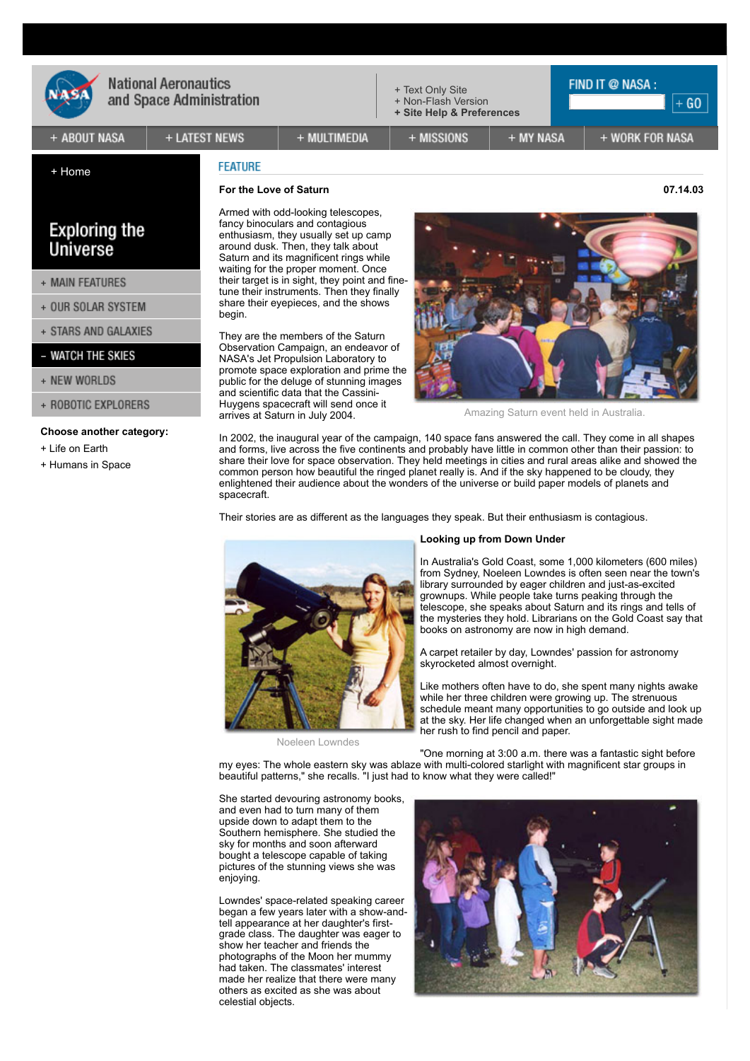National Aeronautics and Space Administration

+ Text Only Site
+ Non-Flash Version
+ Site Help & Preferences

FIND IT @ NASA : + GO

+ ABOUT NASA | + LATEST NEWS | + MULTIMEDIA | + MISSIONS | + MY NASA | + WORK FOR NASA

+ Home

Exploring the Universe

+ MAIN FEATURES
+ OUR SOLAR SYSTEM
+ STARS AND GALAXIES
– WATCH THE SKIES
+ NEW WORLDS
+ ROBOTIC EXPLORERS

**Choose another category:**

+ Life on Earth
+ Humans in Space

FEATURE

**For the Love of Saturn** 07.14.03

Armed with odd-looking telescopes, fancy binoculars and contagious enthusiasm, they usually set up camp around dusk. Then, they talk about Saturn and its magnificent rings while waiting for the proper moment. Once their target is in sight, they point and fine-tune their instruments. Then they finally share their eyepieces, and the shows begin.

They are the members of the Saturn Observation Campaign, an endeavor of NASA's Jet Propulsion Laboratory to promote space exploration and prime the public for the deluge of stunning images and scientific data that the Cassini-Huygens spacecraft will send once it arrives at Saturn in July 2004.

Amazing Saturn event held in Australia.

In 2002, the inaugural year of the campaign, 140 space fans answered the call. They come in all shapes and forms, live across the five continents and probably have little in common other than their passion: to share their love for space observation. They held meetings in cities and rural areas alike and showed the common person how beautiful the ringed planet really is. And if the sky happened to be cloudy, they enlightened their audience about the wonders of the universe or build paper models of planets and spacecraft.

Their stories are as different as the languages they speak. But their enthusiasm is contagious.

**Looking up from Down Under**

In Australia's Gold Coast, some 1,000 kilometers (600 miles) from Sydney, Noeleen Lowndes is often seen near the town's library surrounded by eager children and just-as-excited grownups. While people take turns peaking through the telescope, she speaks about Saturn and its rings and tells of the mysteries they hold. Librarians on the Gold Coast say that books on astronomy are now in high demand.

Noeleen Lowndes

A carpet retailer by day, Lowndes' passion for astronomy skyrocketed almost overnight.

Like mothers often have to do, she spent many nights awake while her three children were growing up. The strenuous schedule meant many opportunities to go outside and look up at the sky. Her life changed when an unforgettable sight made her rush to find pencil and paper.

"One morning at 3:00 a.m. there was a fantastic sight before my eyes: The whole eastern sky was ablaze with multi-colored starlight with magnificent star groups in beautiful patterns," she recalls. "I just had to know what they were called!"

She started devouring astronomy books, and even had to turn many of them upside down to adapt them to the Southern hemisphere. She studied the sky for months and soon afterward bought a telescope capable of taking pictures of the stunning views she was enjoying.

Lowndes' space-related speaking career began a few years later with a show-and-tell appearance at her daughter's first-grade class. The daughter was eager to show her teacher and friends the photographs of the Moon her mummy had taken. The classmates' interest made her realize that there were many others as excited as she was about celestial objects.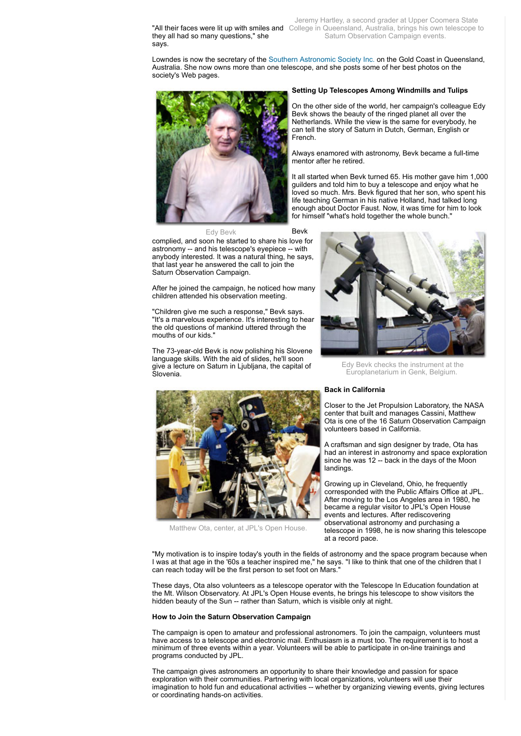"All their faces were lit up with smiles and they all had so many questions," she says.

Jeremy Hartley, a second grader at Upper Coomera State College in Queensland, Australia, brings his own telescope to Saturn Observation Campaign events.

Lowndes is now the secretary of the Southern Astronomic Society Inc. on the Gold Coast in Queensland, Australia. She now owns more than one telescope, and she posts some of her best photos on the society's Web pages.

### Setting Up Telescopes Among Windmills and Tulips

On the other side of the world, her campaign's colleague Edy Bevk shows the beauty of the ringed planet all over the Netherlands. While the view is the same for everybody, he can tell the story of Saturn in Dutch, German, English or French.

Always enamored with astronomy, Bevk became a full-time mentor after he retired.

It all started when Bevk turned 65. His mother gave him 1,000 guilders and told him to buy a telescope and enjoy what he loved so much. Mrs. Bevk figured that her son, who spent his life teaching German in his native Holland, had talked long enough about Doctor Faust. Now, it was time for him to look for himself "what's hold together the whole bunch."

Edy Bevk

Bevk complied, and soon he started to share his love for astronomy -- and his telescope's eyepiece -- with anybody interested. It was a natural thing, he says, that last year he answered the call to join the Saturn Observation Campaign.

After he joined the campaign, he noticed how many children attended his observation meeting.

"Children give me such a response," Bevk says. "It's a marvelous experience. It's interesting to hear the old questions of mankind uttered through the mouths of our kids."

The 73-year-old Bevk is now polishing his Slovene language skills. With the aid of slides, he'll soon give a lecture on Saturn in Ljubljana, the capital of Slovenia.

Edy Bevk checks the instrument at the Europlanetarium in Genk, Belgium.

### Back in California

Closer to the Jet Propulsion Laboratory, the NASA center that built and manages Cassini, Matthew Ota is one of the 16 Saturn Observation Campaign volunteers based in California.

A craftsman and sign designer by trade, Ota has had an interest in astronomy and space exploration since he was 12 -- back in the days of the Moon landings.

Growing up in Cleveland, Ohio, he frequently corresponded with the Public Affairs Office at JPL. After moving to the Los Angeles area in 1980, he became a regular visitor to JPL's Open House events and lectures. After rediscovering observational astronomy and purchasing a telescope in 1998, he is now sharing this telescope at a record pace.

Matthew Ota, center, at JPL's Open House.

"My motivation is to inspire today's youth in the fields of astronomy and the space program because when I was at that age in the '60s a teacher inspired me," he says. "I like to think that one of the children that I can reach today will be the first person to set foot on Mars."

These days, Ota also volunteers as a telescope operator with the Telescope In Education foundation at the Mt. Wilson Observatory. At JPL's Open House events, he brings his telescope to show visitors the hidden beauty of the Sun -- rather than Saturn, which is visible only at night.

### How to Join the Saturn Observation Campaign

The campaign is open to amateur and professional astronomers. To join the campaign, volunteers must have access to a telescope and electronic mail. Enthusiasm is a must too. The requirement is to host a minimum of three events within a year. Volunteers will be able to participate in on-line trainings and programs conducted by JPL.

The campaign gives astronomers an opportunity to share their knowledge and passion for space exploration with their communities. Partnering with local organizations, volunteers will use their imagination to hold fun and educational activities -- whether by organizing viewing events, giving lectures or coordinating hands-on activities.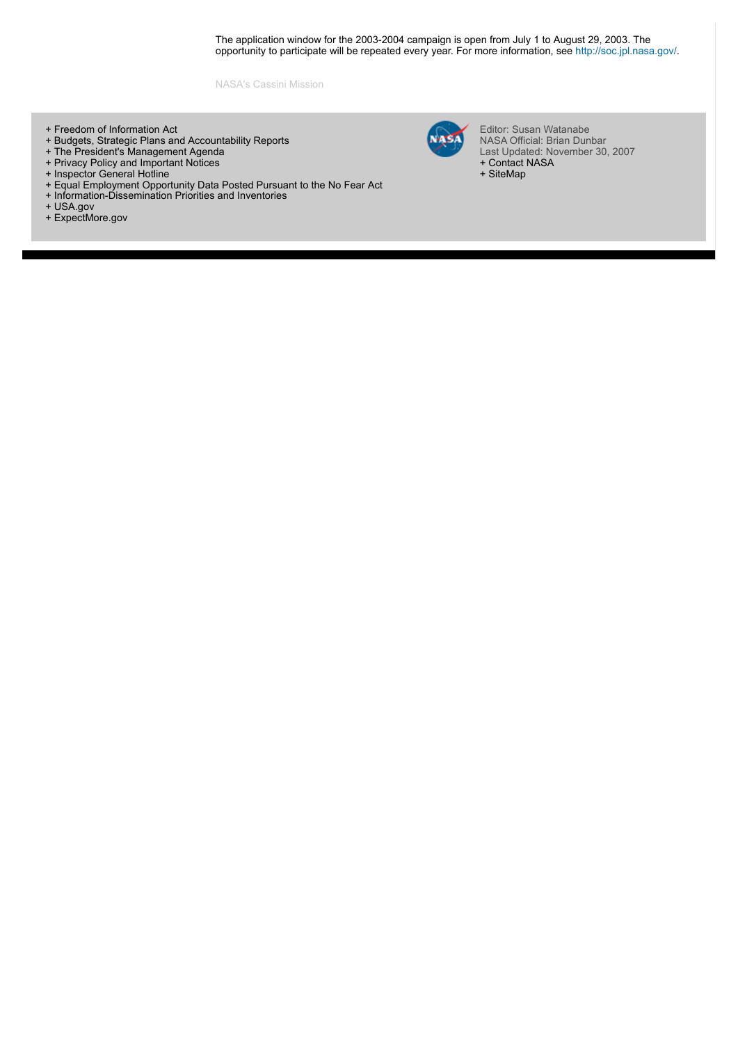The application window for the 2003-2004 campaign is open from July 1 to August 29, 2003. The opportunity to participate will be repeated every year. For more information, see http://soc.jpl.nasa.gov/.

NASA's Cassini Mission

+ Freedom of Information Act
+ Budgets, Strategic Plans and Accountability Reports
+ The President's Management Agenda
+ Privacy Policy and Important Notices
+ Inspector General Hotline
+ Equal Employment Opportunity Data Posted Pursuant to the No Fear Act
+ Information-Dissemination Priorities and Inventories
+ USA.gov
+ ExpectMore.gov

Editor: Susan Watanabe
NASA Official: Brian Dunbar
Last Updated: November 30, 2007
+ Contact NASA
+ SiteMap